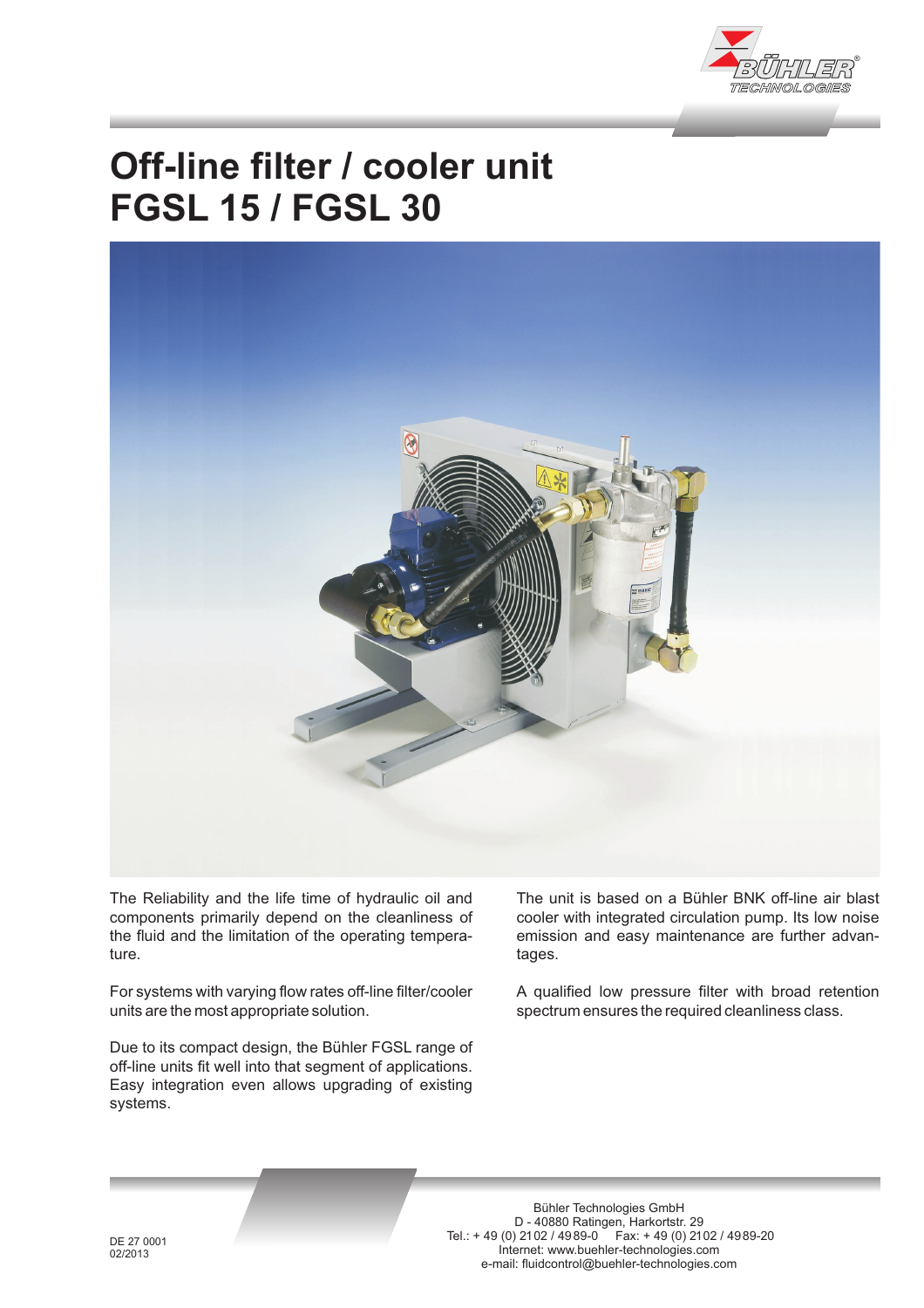# Off-line filter / cooler unit FGSL 15 / FGSL 30

The Reliability and the life time of hydraulic oil and components primarily depend on the cleanliness of the fluid and the limitation of the operating temperature.

For systems with varying flow rates off-line filter/cooler units are the most appropriate solution.

Due to its compact design, the Bühler FGSL range of off-line units fit well into that segment of applications. Easy integration even allows upgrading of existing systems.

The unit is based on a Bühler BNK off-line air blast cooler with integrated circulation pump. Its low noise emission and easy maintenance are further advantages.

A qualified low pressure filter with broad retention spectrum ensures the required cleanliness class.

Bühler Technologies GmbH
D - 40880 Ratingen, Harkortstr. 29
Tel.: + 49 (0) 21 02 / 49 89-0     Fax: + 49 (0) 21 02 / 49 89-20
Internet: www.buehler-technologies.com
e-mail: fluidcontrol@buehler-technologies.com

DE 27 0001
02/2013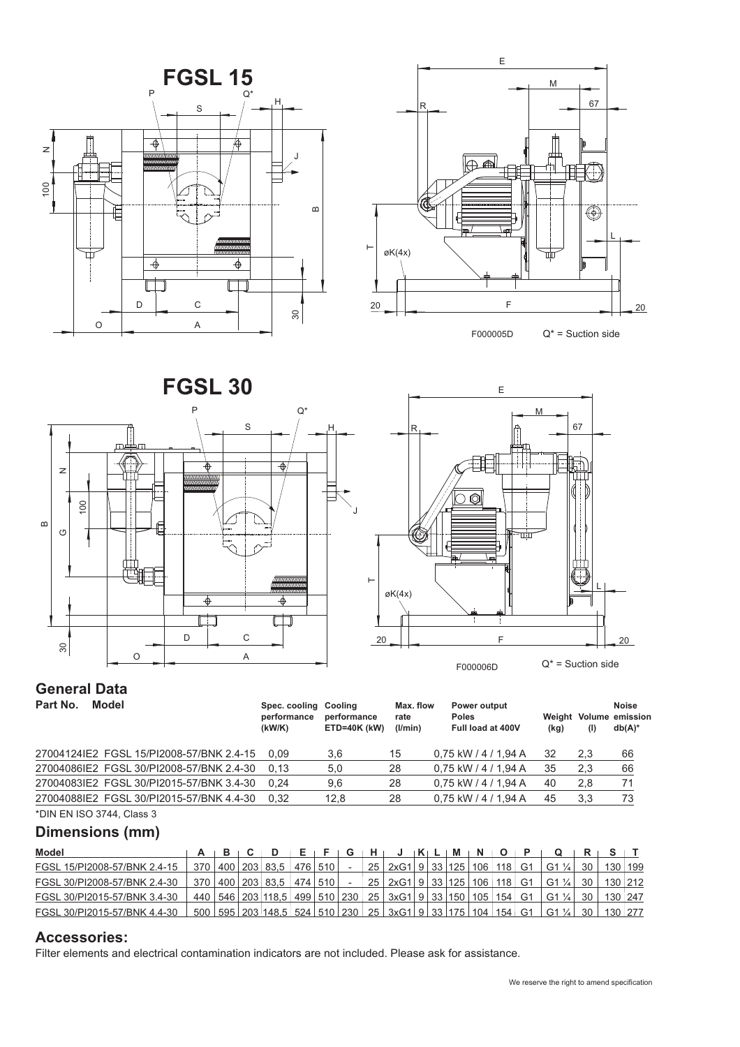## FGSL 15

P Q* S H J N 100 B D C O A 30

E R M 67 T øK(4x) L 20 F 20

F000005D Q* = Suction side

## FGSL 30

P Q* S H J N 100 B G D C O A 30

E R M 67 T øK(4x) L 20 F 20

F000006D Q* = Suction side

## General Data

| Part No. | Model | Spec. cooling performance (kW/K) | Cooling performance ETD=40K (kW) | Max. flow rate (l/min) | Power output Poles Full load at 400V | Weight (kg) | Volume (l) | Noise emission db(A)* |
|---|---|---|---|---|---|---|---|---|
| 27004124IE2 | FGSL 15/PI2008-57/BNK 2.4-15 | 0,09 | 3,6 | 15 | 0,75 kW / 4 / 1,94 A | 32 | 2,3 | 66 |
| 27004086IE2 | FGSL 30/PI2008-57/BNK 2.4-30 | 0,13 | 5,0 | 28 | 0,75 kW / 4 / 1,94 A | 35 | 2,3 | 66 |
| 27004083IE2 | FGSL 30/PI2015-57/BNK 3.4-30 | 0,24 | 9,6 | 28 | 0,75 kW / 4 / 1,94 A | 40 | 2,8 | 71 |
| 27004088IE2 | FGSL 30/PI2015-57/BNK 4.4-30 | 0,32 | 12,8 | 28 | 0,75 kW / 4 / 1,94 A | 45 | 3,3 | 73 |

*DIN EN ISO 3744, Class 3

## Dimensions (mm)

| Model | A | B | C | D | E | F | G | H | J | K | L | M | N | O | P | Q | R | S | T |
|---|---|---|---|---|---|---|---|---|---|---|---|---|---|---|---|---|---|---|---|
| FGSL 15/PI2008-57/BNK 2.4-15 | 370 | 400 | 203 | 83,5 | 476 | 510 | - | 25 | 2xG1 | 9 | 33 | 125 | 106 | 118 | G1 | G1 ¼ | 30 | 130 | 199 |
| FGSL 30/PI2008-57/BNK 2.4-30 | 370 | 400 | 203 | 83,5 | 474 | 510 | - | 25 | 2xG1 | 9 | 33 | 125 | 106 | 118 | G1 | G1 ¼ | 30 | 130 | 212 |
| FGSL 30/PI2015-57/BNK 3.4-30 | 440 | 546 | 203 | 118,5 | 499 | 510 | 230 | 25 | 3xG1 | 9 | 33 | 150 | 105 | 154 | G1 | G1 ¼ | 30 | 130 | 247 |
| FGSL 30/PI2015-57/BNK 4.4-30 | 500 | 595 | 203 | 148,5 | 524 | 510 | 230 | 25 | 3xG1 | 9 | 33 | 175 | 104 | 154 | G1 | G1 ¼ | 30 | 130 | 277 |

## Accessories:

Filter elements and electrical contamination indicators are not included. Please ask for assistance.

We reserve the right to amend specification